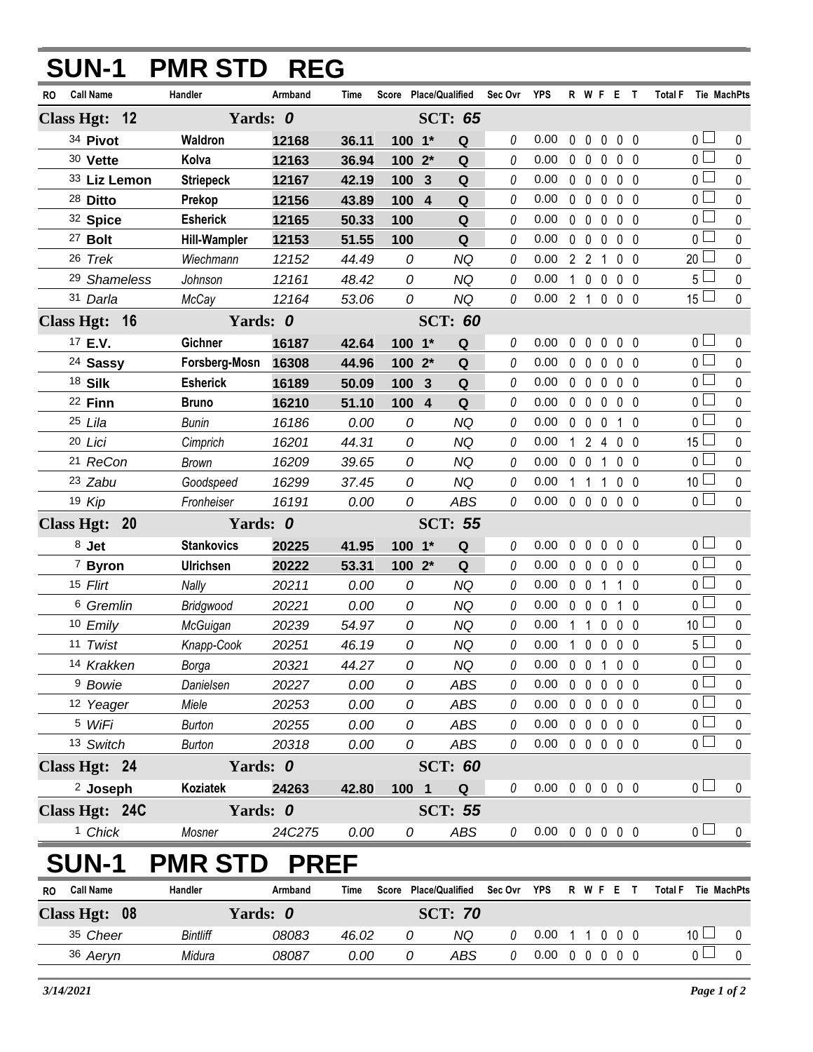# SUN-1 PMR STD REG

| RO | Call Name | Handler | Armband | Time | Score | Place/Qualified | | Sec Ovr | YPS | R | W | F | E | T | Total F | Tie | MachPts |
|---|---|---|---|---|---|---|---|---|---|---|---|---|---|---|---|---|---|
| **Class Hgt: 12** | | **Yards: 0** | | | | **SCT: 65** | | | | | | | | | | | |
| 34 | **Pivot** | **Waldron** | **12168** | **36.11** | **100** | **1*** | **Q** | 0 | 0.00 | 0 | 0 | 0 | 0 | 0 | 0 | ☐ | 0 |
| 30 | **Vette** | **Kolva** | **12163** | **36.94** | **100** | **2*** | **Q** | 0 | 0.00 | 0 | 0 | 0 | 0 | 0 | 0 | ☐ | 0 |
| 33 | **Liz Lemon** | **Striepeck** | **12167** | **42.19** | **100** | **3** | **Q** | 0 | 0.00 | 0 | 0 | 0 | 0 | 0 | 0 | ☐ | 0 |
| 28 | **Ditto** | **Prekop** | **12156** | **43.89** | **100** | **4** | **Q** | 0 | 0.00 | 0 | 0 | 0 | 0 | 0 | 0 | ☐ | 0 |
| 32 | **Spice** | **Esherick** | **12165** | **50.33** | **100** | | **Q** | 0 | 0.00 | 0 | 0 | 0 | 0 | 0 | 0 | ☐ | 0 |
| 27 | **Bolt** | **Hill-Wampler** | **12153** | **51.55** | **100** | | **Q** | 0 | 0.00 | 0 | 0 | 0 | 0 | 0 | 0 | ☐ | 0 |
| 26 | *Trek* | *Wiechmann* | *12152* | *44.49* | *0* | | *NQ* | 0 | 0.00 | 2 | 2 | 1 | 0 | 0 | 20 | ☐ | 0 |
| 29 | *Shameless* | *Johnson* | *12161* | *48.42* | *0* | | *NQ* | 0 | 0.00 | 1 | 0 | 0 | 0 | 0 | 5 | ☐ | 0 |
| 31 | *Darla* | *McCay* | *12164* | *53.06* | *0* | | *NQ* | 0 | 0.00 | 2 | 1 | 0 | 0 | 0 | 15 | ☐ | 0 |
| **Class Hgt: 16** | | **Yards: 0** | | | | **SCT: 60** | | | | | | | | | | | |
| 17 | **E.V.** | **Gichner** | **16187** | **42.64** | **100** | **1*** | **Q** | 0 | 0.00 | 0 | 0 | 0 | 0 | 0 | 0 | ☐ | 0 |
| 24 | **Sassy** | **Forsberg-Mosn** | **16308** | **44.96** | **100** | **2*** | **Q** | 0 | 0.00 | 0 | 0 | 0 | 0 | 0 | 0 | ☐ | 0 |
| 18 | **Silk** | **Esherick** | **16189** | **50.09** | **100** | **3** | **Q** | 0 | 0.00 | 0 | 0 | 0 | 0 | 0 | 0 | ☐ | 0 |
| 22 | **Finn** | **Bruno** | **16210** | **51.10** | **100** | **4** | **Q** | 0 | 0.00 | 0 | 0 | 0 | 0 | 0 | 0 | ☐ | 0 |
| 25 | *Lila* | *Bunin* | *16186* | *0.00* | *0* | | *NQ* | 0 | 0.00 | 0 | 0 | 0 | 1 | 0 | 0 | ☐ | 0 |
| 20 | *Lici* | *Cimprich* | *16201* | *44.31* | *0* | | *NQ* | 0 | 0.00 | 1 | 2 | 4 | 0 | 0 | 15 | ☐ | 0 |
| 21 | *ReCon* | *Brown* | *16209* | *39.65* | *0* | | *NQ* | 0 | 0.00 | 0 | 0 | 1 | 0 | 0 | 0 | ☐ | 0 |
| 23 | *Zabu* | *Goodspeed* | *16299* | *37.45* | *0* | | *NQ* | 0 | 0.00 | 1 | 1 | 1 | 0 | 0 | 10 | ☐ | 0 |
| 19 | *Kip* | *Fronheiser* | *16191* | *0.00* | *0* | | *ABS* | 0 | 0.00 | 0 | 0 | 0 | 0 | 0 | 0 | ☐ | 0 |
| **Class Hgt: 20** | | **Yards: 0** | | | | **SCT: 55** | | | | | | | | | | | |
| 8 | **Jet** | **Stankovics** | **20225** | **41.95** | **100** | **1*** | **Q** | 0 | 0.00 | 0 | 0 | 0 | 0 | 0 | 0 | ☐ | 0 |
| 7 | **Byron** | **Ulrichsen** | **20222** | **53.31** | **100** | **2*** | **Q** | 0 | 0.00 | 0 | 0 | 0 | 0 | 0 | 0 | ☐ | 0 |
| 15 | *Flirt* | *Nally* | *20211* | *0.00* | *0* | | *NQ* | 0 | 0.00 | 0 | 0 | 1 | 1 | 0 | 0 | ☐ | 0 |
| 6 | *Gremlin* | *Bridgwood* | *20221* | *0.00* | *0* | | *NQ* | 0 | 0.00 | 0 | 0 | 0 | 1 | 0 | 0 | ☐ | 0 |
| 10 | *Emily* | *McGuigan* | *20239* | *54.97* | *0* | | *NQ* | 0 | 0.00 | 1 | 1 | 0 | 0 | 0 | 10 | ☐ | 0 |
| 11 | *Twist* | *Knapp-Cook* | *20251* | *46.19* | *0* | | *NQ* | 0 | 0.00 | 1 | 0 | 0 | 0 | 0 | 5 | ☐ | 0 |
| 14 | *Krakken* | *Borga* | *20321* | *44.27* | *0* | | *NQ* | 0 | 0.00 | 0 | 0 | 1 | 0 | 0 | 0 | ☐ | 0 |
| 9 | *Bowie* | *Danielsen* | *20227* | *0.00* | *0* | | *ABS* | 0 | 0.00 | 0 | 0 | 0 | 0 | 0 | 0 | ☐ | 0 |
| 12 | *Yeager* | *Miele* | *20253* | *0.00* | *0* | | *ABS* | 0 | 0.00 | 0 | 0 | 0 | 0 | 0 | 0 | ☐ | 0 |
| 5 | *WiFi* | *Burton* | *20255* | *0.00* | *0* | | *ABS* | 0 | 0.00 | 0 | 0 | 0 | 0 | 0 | 0 | ☐ | 0 |
| 13 | *Switch* | *Burton* | *20318* | *0.00* | *0* | | *ABS* | 0 | 0.00 | 0 | 0 | 0 | 0 | 0 | 0 | ☐ | 0 |
| **Class Hgt: 24** | | **Yards: 0** | | | | **SCT: 60** | | | | | | | | | | | |
| 2 | **Joseph** | **Koziatek** | **24263** | **42.80** | **100** | **1** | **Q** | 0 | 0.00 | 0 | 0 | 0 | 0 | 0 | 0 | ☐ | 0 |
| **Class Hgt: 24C** | | **Yards: 0** | | | | **SCT: 55** | | | | | | | | | | | |
| 1 | *Chick* | *Mosner* | *24C275* | *0.00* | *0* | | *ABS* | 0 | 0.00 | 0 | 0 | 0 | 0 | 0 | 0 | ☐ | 0 |

# SUN-1 PMR STD PREF

| RO | Call Name | Handler | Armband | Time | Score | Place/Qualified | | Sec Ovr | YPS | R | W | F | E | T | Total F | Tie | MachPts |
|---|---|---|---|---|---|---|---|---|---|---|---|---|---|---|---|---|---|
| **Class Hgt: 08** | | **Yards: 0** | | | | **SCT: 70** | | | | | | | | | | | |
| 35 | *Cheer* | *Bintliff* | *08083* | *46.02* | *0* | | *NQ* | 0 | 0.00 | 1 | 1 | 0 | 0 | 0 | 10 | ☐ | 0 |
| 36 | *Aeryn* | *Midura* | *08087* | *0.00* | *0* | | *ABS* | 0 | 0.00 | 0 | 0 | 0 | 0 | 0 | 0 | ☐ | 0 |

*3/14/2021*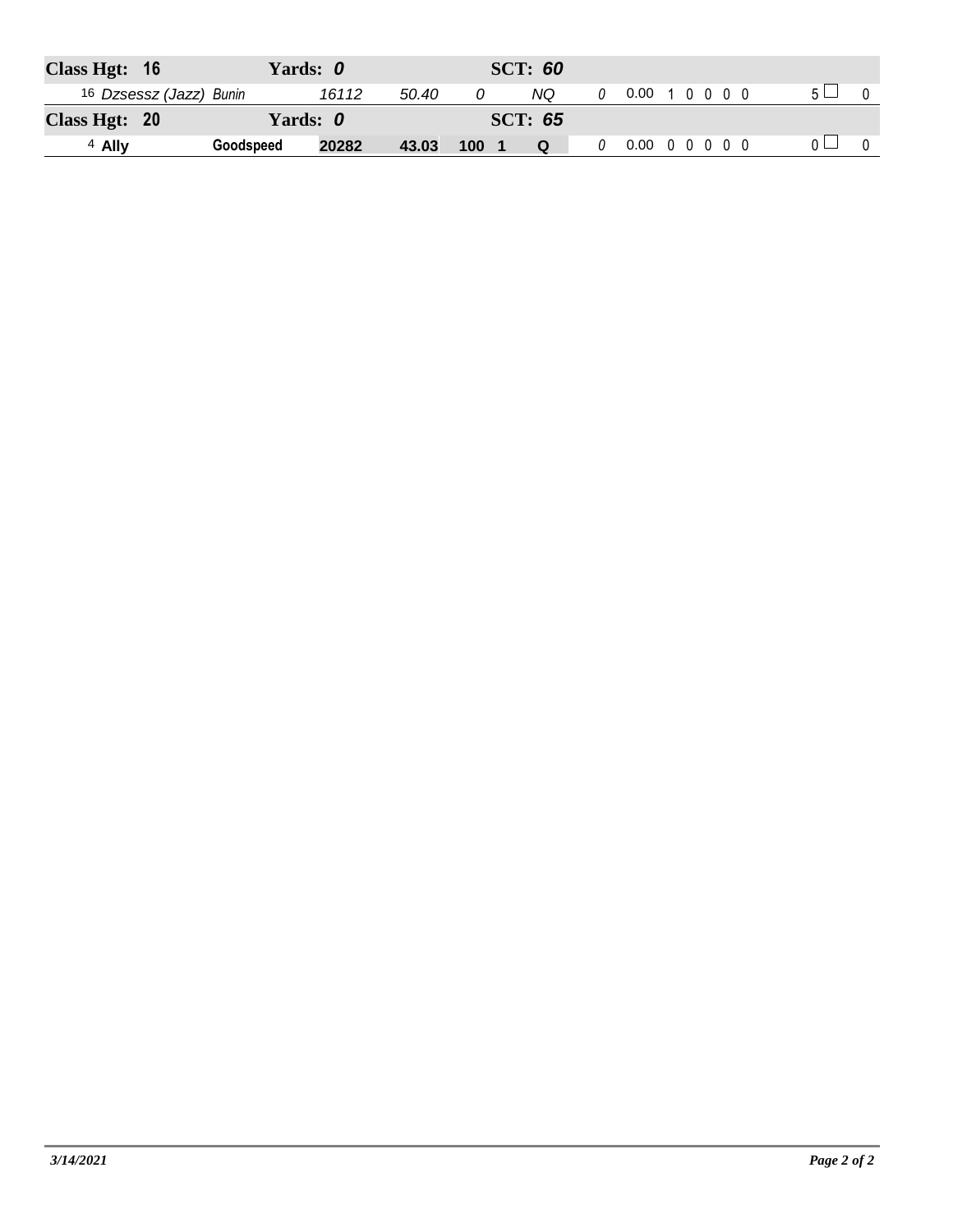| | | | | | | | | | | | | | | | |
|---|---|---|---|---|---|---|---|---|---|---|---|---|---|---|---|
| **Class Hgt: 16** | | **Yards: *0*** | | | | **SCT: *60*** | | | | | | | | | |
| 16 *Dzsessz (Jazz)* | *Bunin* | *16112* | *50.40* | *0* | | *NQ* | *0* | 0.00 | 1 | 0 | 0 | 0 | 0 | 5 ☐ | 0 |
| **Class Hgt: 20** | | **Yards: *0*** | | | | **SCT: *65*** | | | | | | | | | |
| 4 **Ally** | **Goodspeed** | **20282** | **43.03** | **100** | **1** | **Q** | *0* | 0.00 | 0 | 0 | 0 | 0 | 0 | 0 ☐ | 0 |

*3/14/2021*